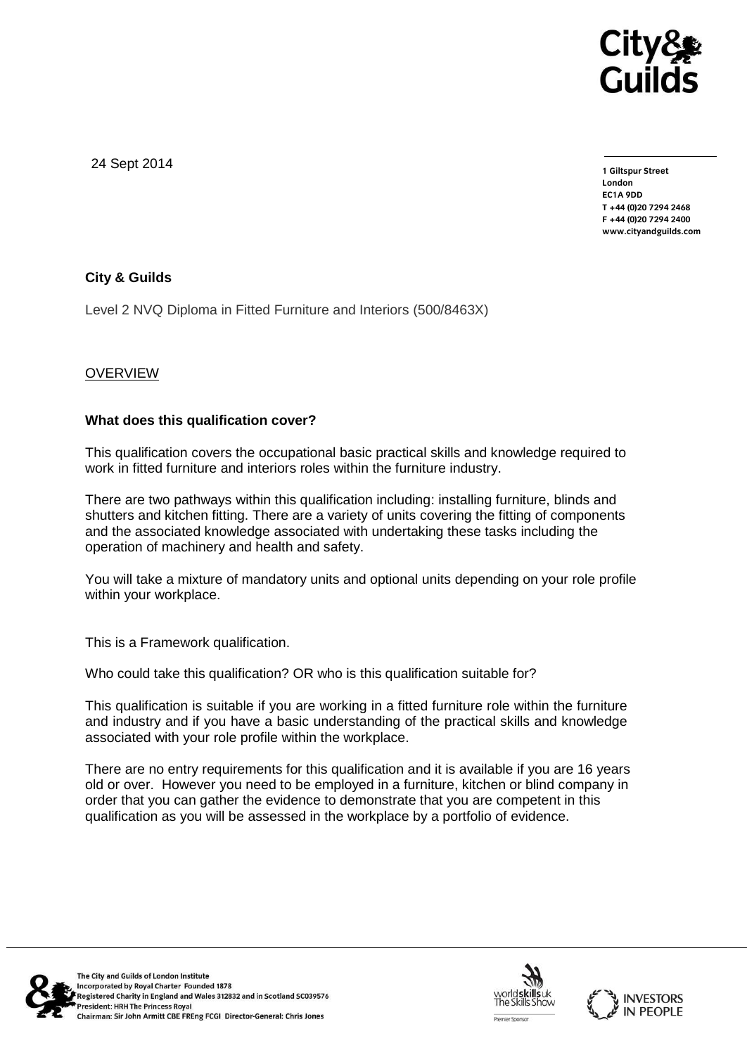24 Sept 2014

**1 Giltspur Street**
**London**
**EC1A 9DD**
**T +44 (0)20 7294 2468**
**F +44 (0)20 7294 2400**
**www.cityandguilds.com**

**City & Guilds**

Level 2 NVQ Diploma in Fitted Furniture and Interiors (500/8463X)

OVERVIEW

**What does this qualification cover?**

This qualification covers the occupational basic practical skills and knowledge required to work in fitted furniture and interiors roles within the furniture industry.

There are two pathways within this qualification including: installing furniture, blinds and shutters and kitchen fitting. There are a variety of units covering the fitting of components and the associated knowledge associated with undertaking these tasks including the operation of machinery and health and safety.

You will take a mixture of mandatory units and optional units depending on your role profile within your workplace.

This is a Framework qualification.

Who could take this qualification? OR who is this qualification suitable for?

This qualification is suitable if you are working in a fitted furniture role within the furniture and industry and if you have a basic understanding of the practical skills and knowledge associated with your role profile within the workplace.

There are no entry requirements for this qualification and it is available if you are 16 years old or over. However you need to be employed in a furniture, kitchen or blind company in order that you can gather the evidence to demonstrate that you are competent in this qualification as you will be assessed in the workplace by a portfolio of evidence.

The City and Guilds of London Institute
Incorporated by Royal Charter Founded 1878
Registered Charity in England and Wales 312832 and in Scotland SC039576
President: HRH The Princess Royal
Chairman: Sir John Armitt CBE FREng FCGI Director-General: Chris Jones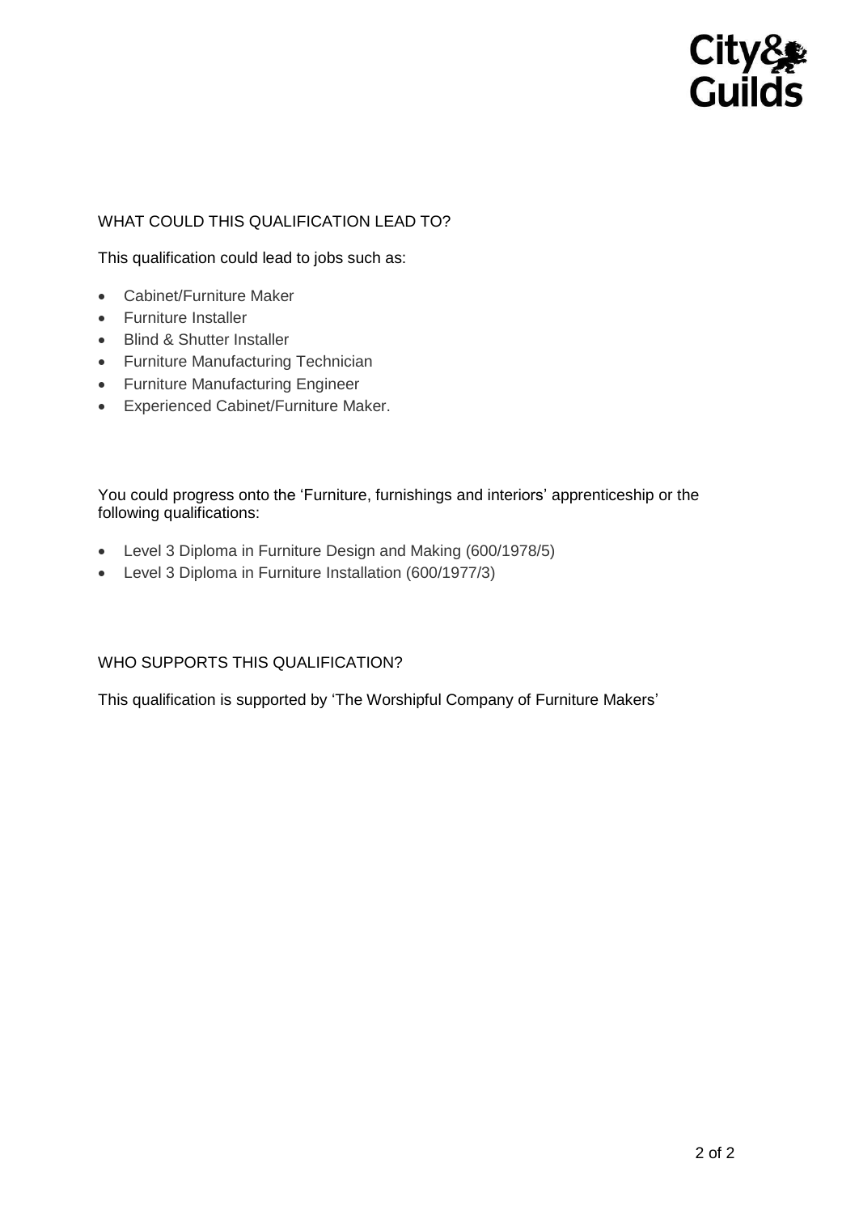## WHAT COULD THIS QUALIFICATION LEAD TO?

This qualification could lead to jobs such as:

- Cabinet/Furniture Maker
- Furniture Installer
- Blind & Shutter Installer
- Furniture Manufacturing Technician
- Furniture Manufacturing Engineer
- Experienced Cabinet/Furniture Maker.

You could progress onto the 'Furniture, furnishings and interiors' apprenticeship or the following qualifications:

- Level 3 Diploma in Furniture Design and Making (600/1978/5)
- Level 3 Diploma in Furniture Installation (600/1977/3)

## WHO SUPPORTS THIS QUALIFICATION?

This qualification is supported by 'The Worshipful Company of Furniture Makers'